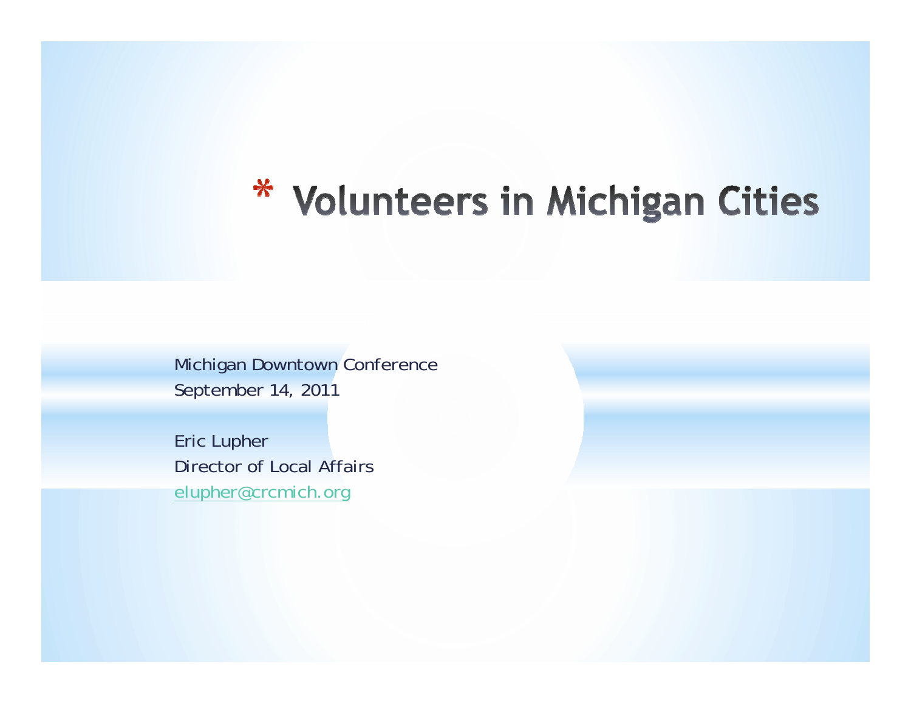# * Volunteers in Michigan Cities

Michigan Downtown Conference
September 14, 2011

Eric Lupher
Director of Local Affairs
elupher@crcmich.org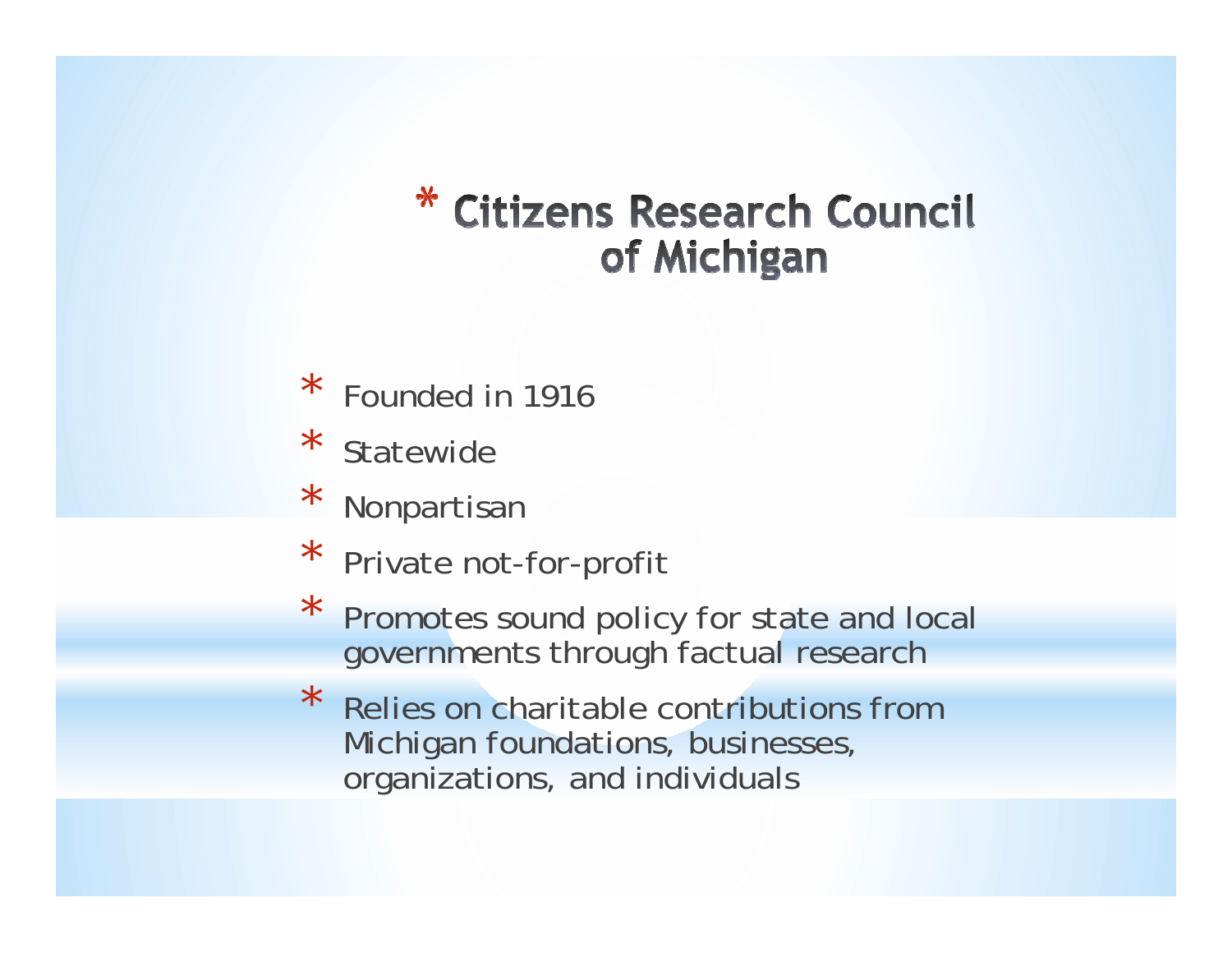# Citizens Research Council of Michigan

- Founded in 1916
- Statewide
- Nonpartisan
- Private not-for-profit
- Promotes sound policy for state and local governments through factual research
- Relies on charitable contributions from Michigan foundations, businesses, organizations, and individuals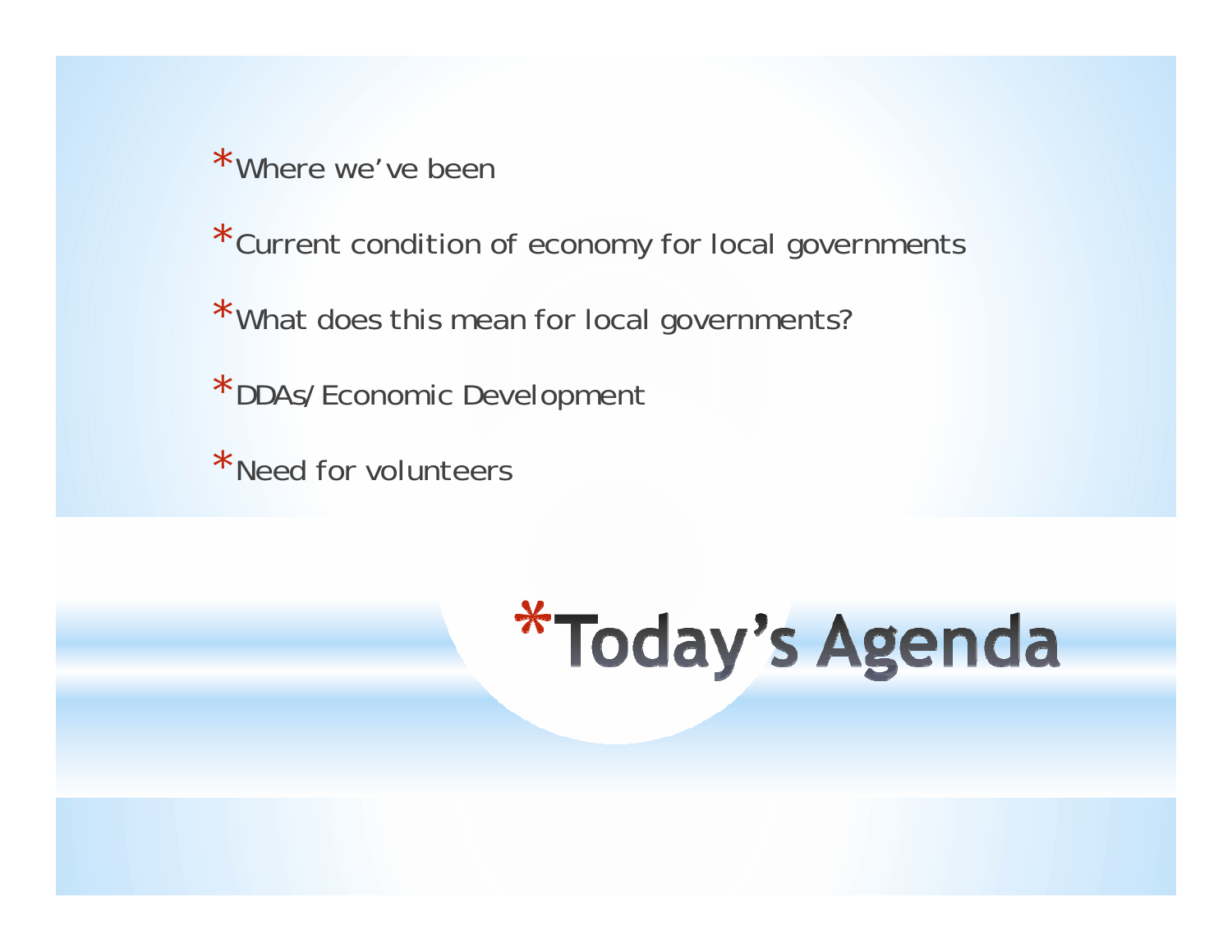# *Today's Agenda

- *Where we've been
- *Current condition of economy for local governments
- *What does this mean for local governments?
- *DDAs/Economic Development
- *Need for volunteers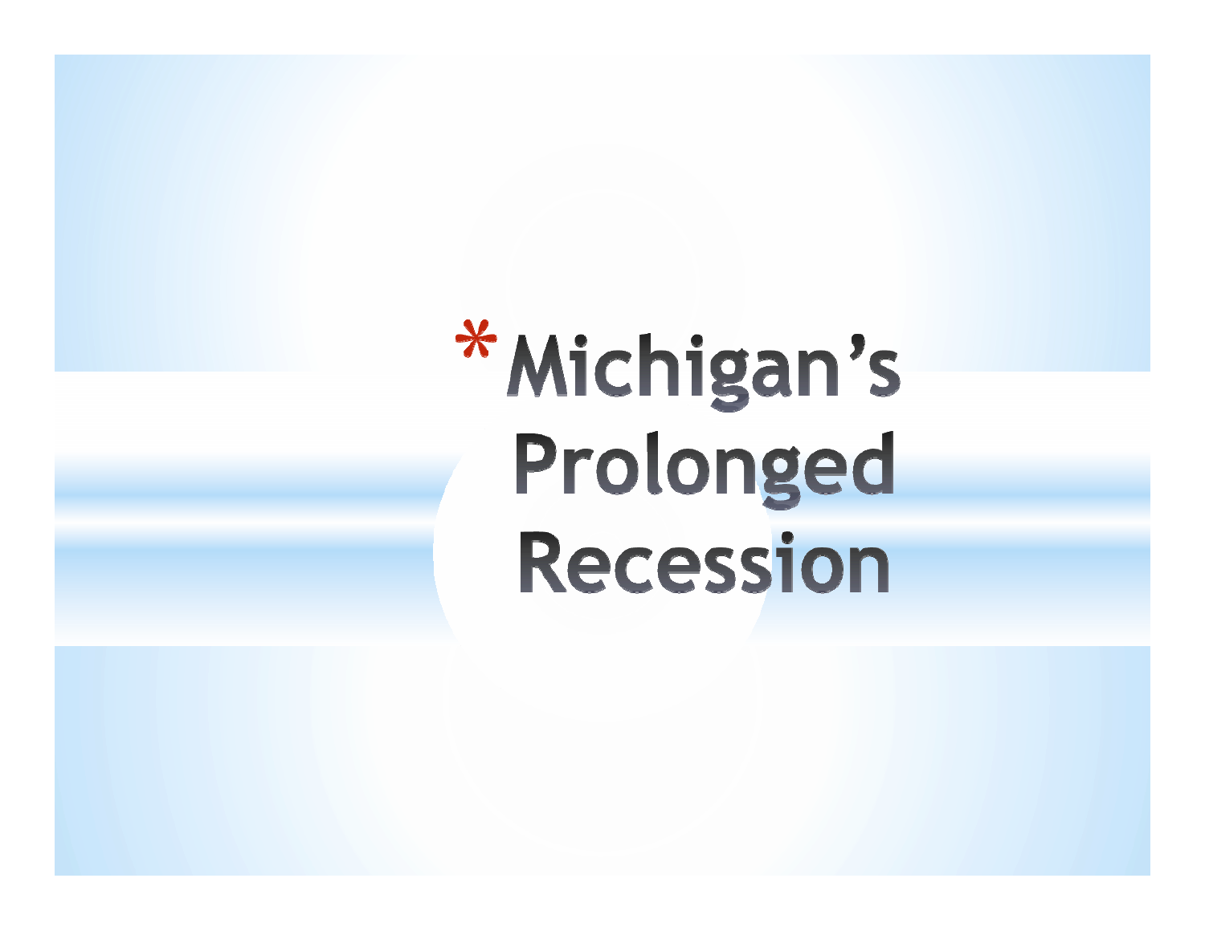# *Michigan's Prolonged Recession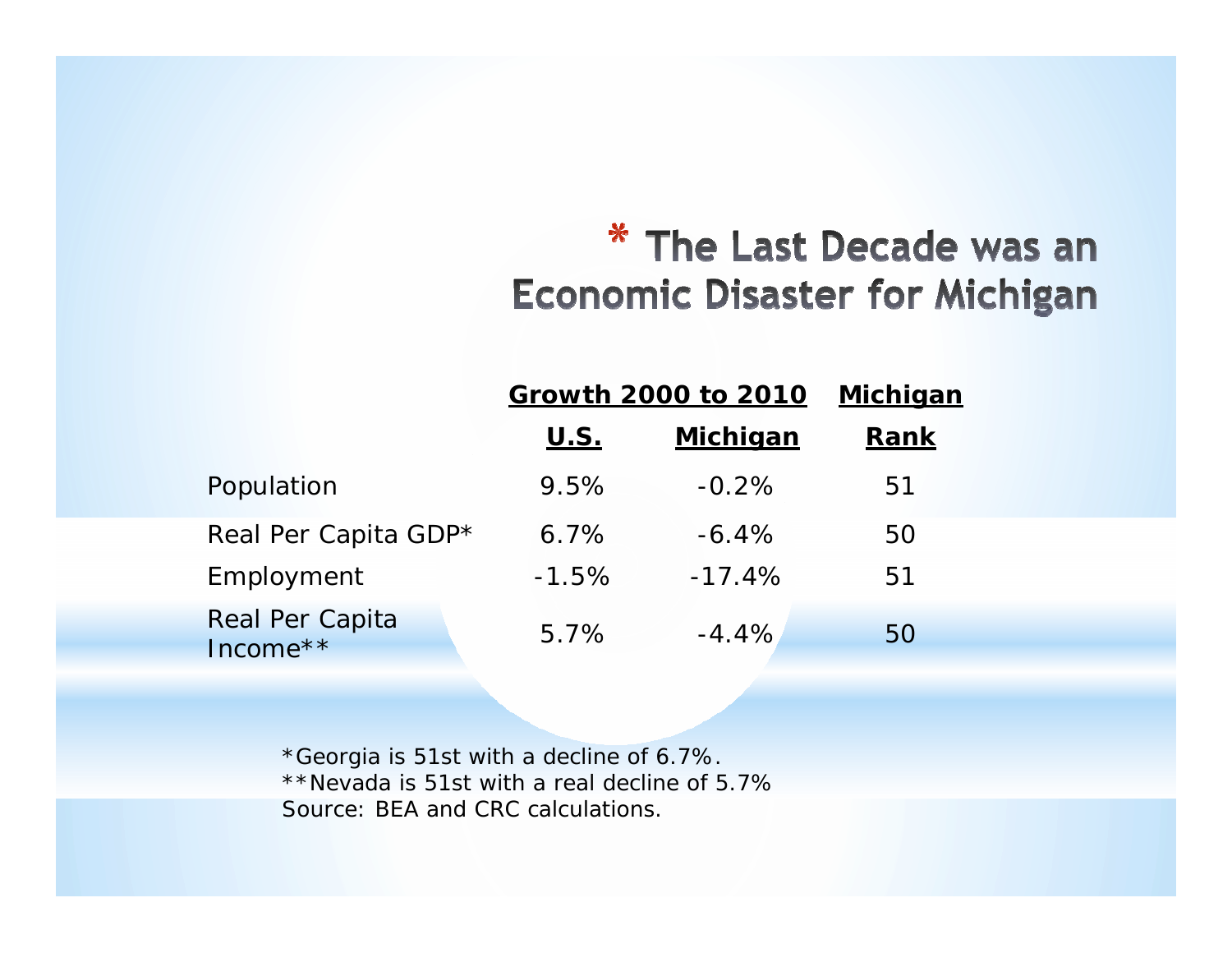# * The Last Decade was an Economic Disaster for Michigan

| | Growth 2000 to 2010 | | Michigan |
|---|---|---|---|
| | U.S. | Michigan | Rank |
| Population | 9.5% | -0.2% | 51 |
| Real Per Capita GDP* | 6.7% | -6.4% | 50 |
| Employment | -1.5% | -17.4% | 51 |
| Real Per Capita Income** | 5.7% | -4.4% | 50 |

*Georgia is 51st with a decline of 6.7%.
**Nevada is 51st with a real decline of 5.7%
Source: BEA and CRC calculations.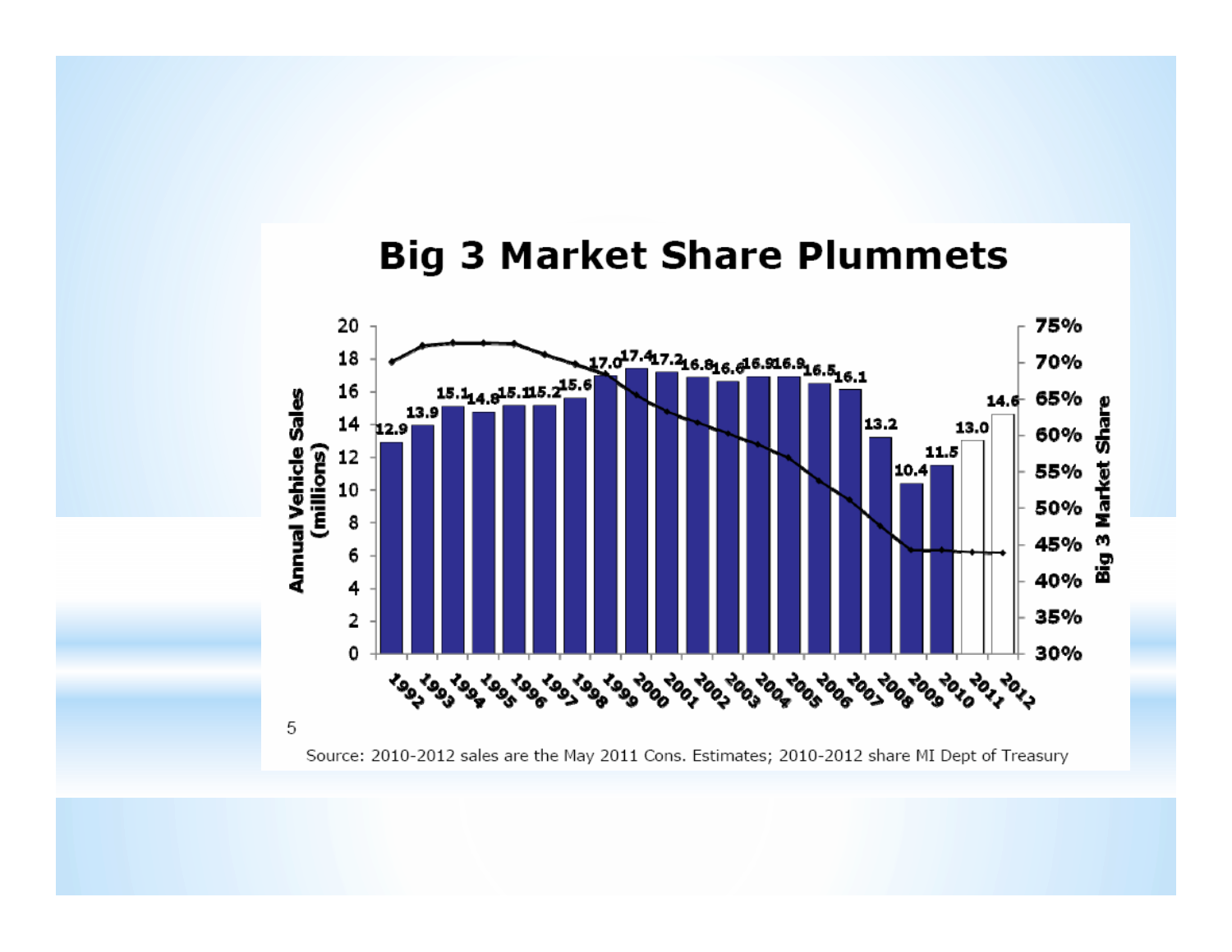# Big 3 Market Share Plummets

Annual Vehicle Sales (millions)

Big 3 Market Share

20
18
16
14
12
10
8
6
4
2
0

75%
70%
65%
60%
55%
50%
45%
40%
35%
30%

12.9 13.9 15.1 14.8 15.1 15.2 15.6 17.0 17.4 17.2 16.8 16.6 16.9 16.9 16.5 16.1 13.2 10.4 11.5 13.0 14.6

1992 1993 1994 1995 1996 1997 1998 1999 2000 2001 2002 2003 2004 2005 2006 2007 2008 2009 2010 2011 2012

Source: 2010-2012 sales are the May 2011 Cons. Estimates; 2010-2012 share MI Dept of Treasury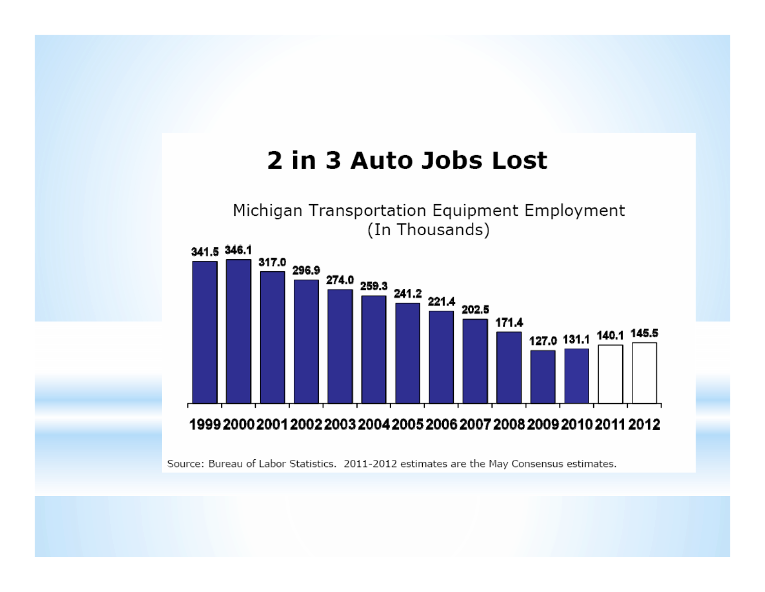# 2 in 3 Auto Jobs Lost

Michigan Transportation Equipment Employment
(In Thousands)

341.5
346.1
317.0
296.9
274.0
259.3
241.2
221.4
202.5
171.4
127.0
131.1
140.1
145.5

1999 2000 2001 2002 2003 2004 2005 2006 2007 2008 2009 2010 2011 2012

Source: Bureau of Labor Statistics. 2011-2012 estimates are the May Consensus estimates.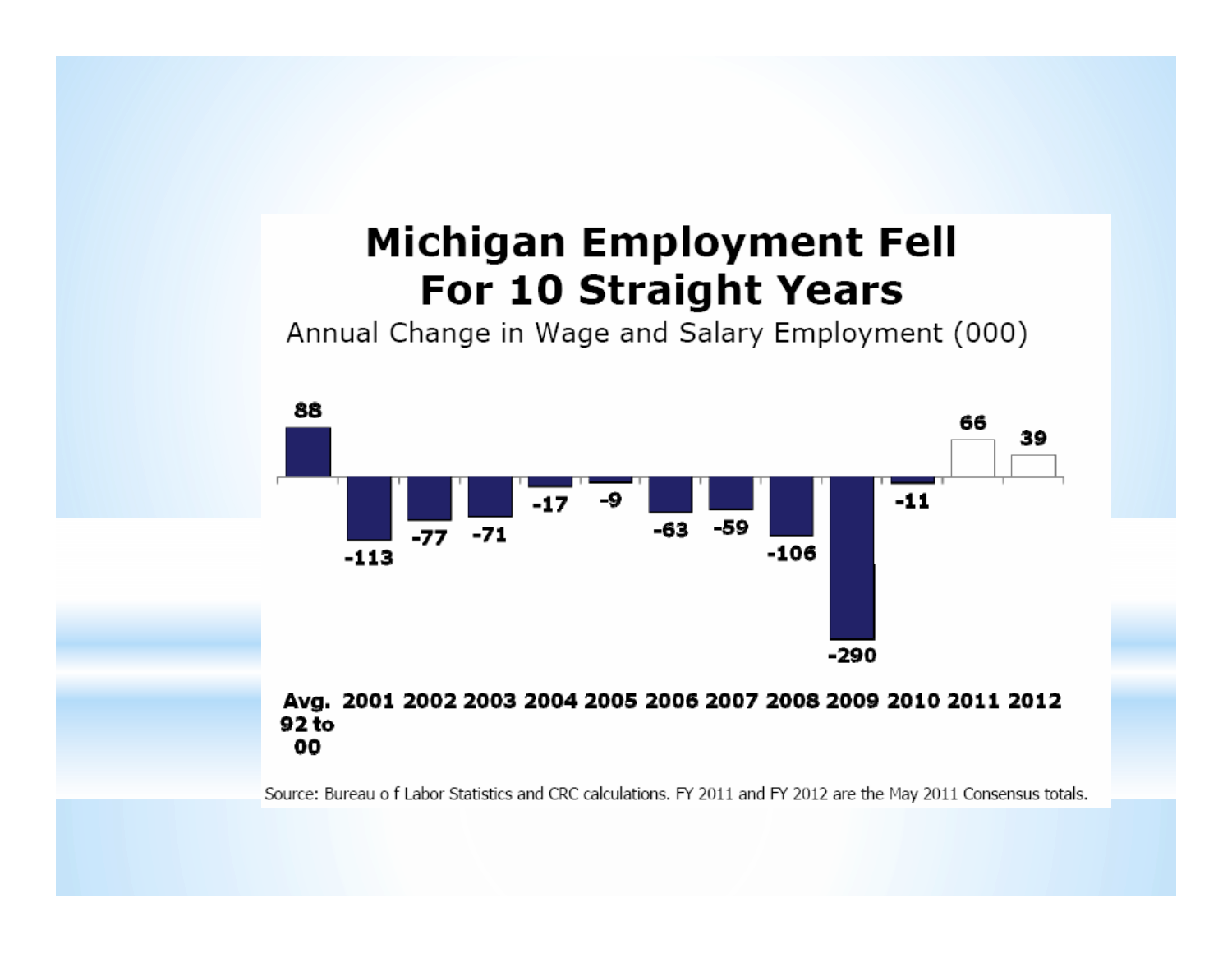# Michigan Employment Fell For 10 Straight Years

Annual Change in Wage and Salary Employment (000)

88
-113
-77
-71
-17
-9
-63
-59
-106
-290
-11
66
39

Avg. 92 to 00 2001 2002 2003 2004 2005 2006 2007 2008 2009 2010 2011 2012

Source: Bureau o f Labor Statistics and CRC calculations. FY 2011 and FY 2012 are the May 2011 Consensus totals.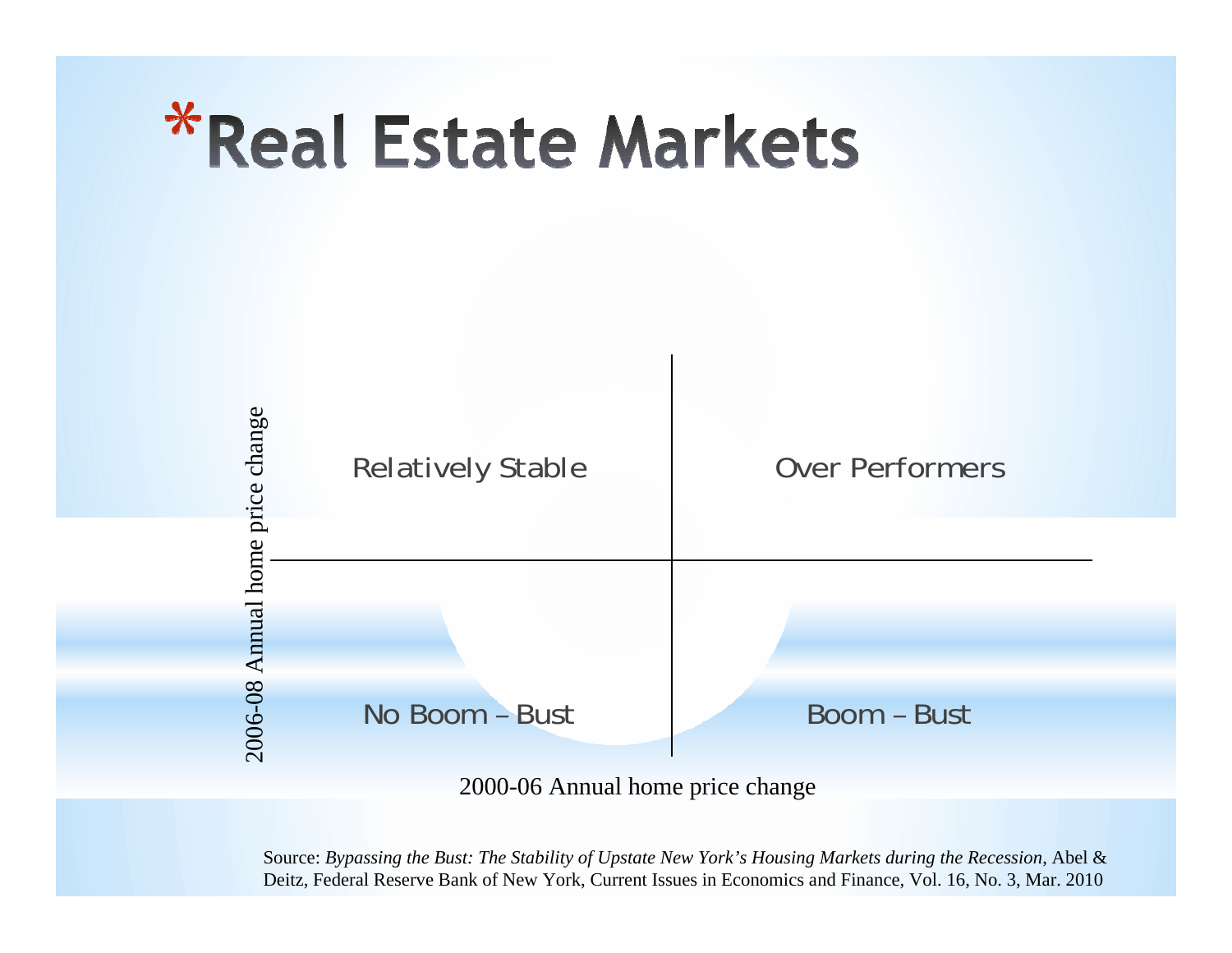# Real Estate Markets

2006-08 Annual home price change

Relatively Stable

Over Performers

No Boom – Bust

Boom – Bust

2000-06 Annual home price change

Source: *Bypassing the Bust: The Stability of Upstate New York's Housing Markets during the Recession*, Abel & Deitz, Federal Reserve Bank of New York, Current Issues in Economics and Finance, Vol. 16, No. 3, Mar. 2010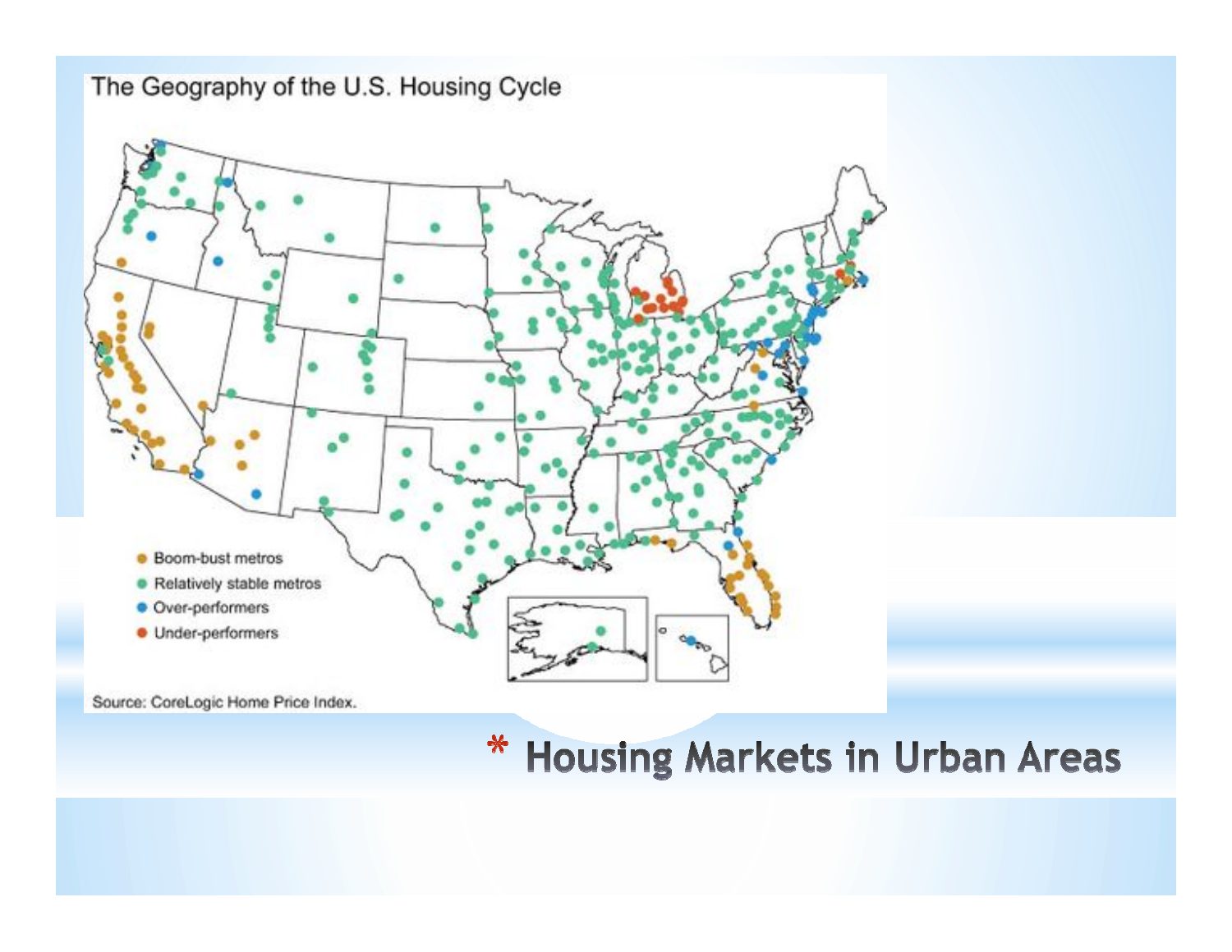The Geography of the U.S. Housing Cycle

Boom-bust metros

Relatively stable metros

Over-performers

Under-performers

Source: CoreLogic Home Price Index.

* Housing Markets in Urban Areas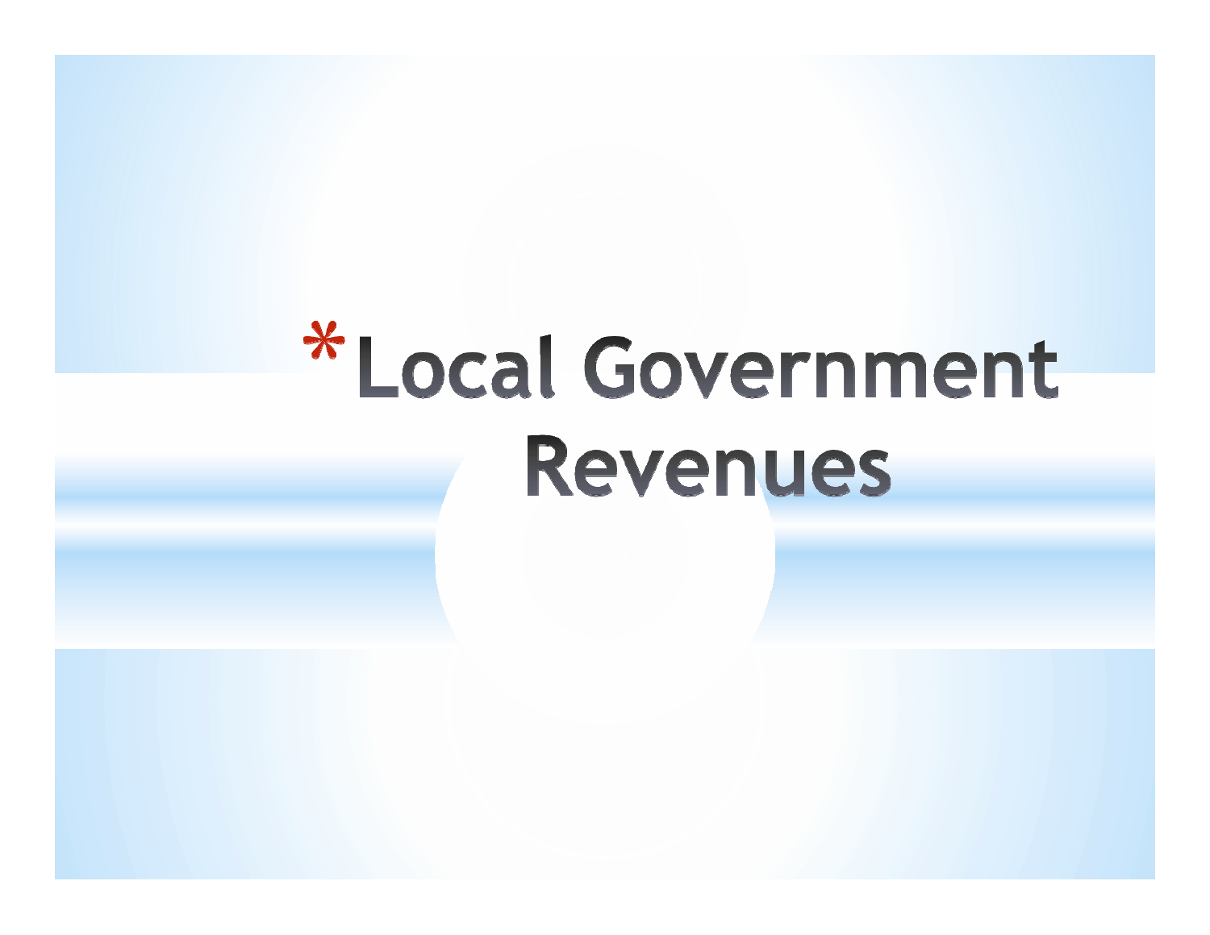# *Local Government Revenues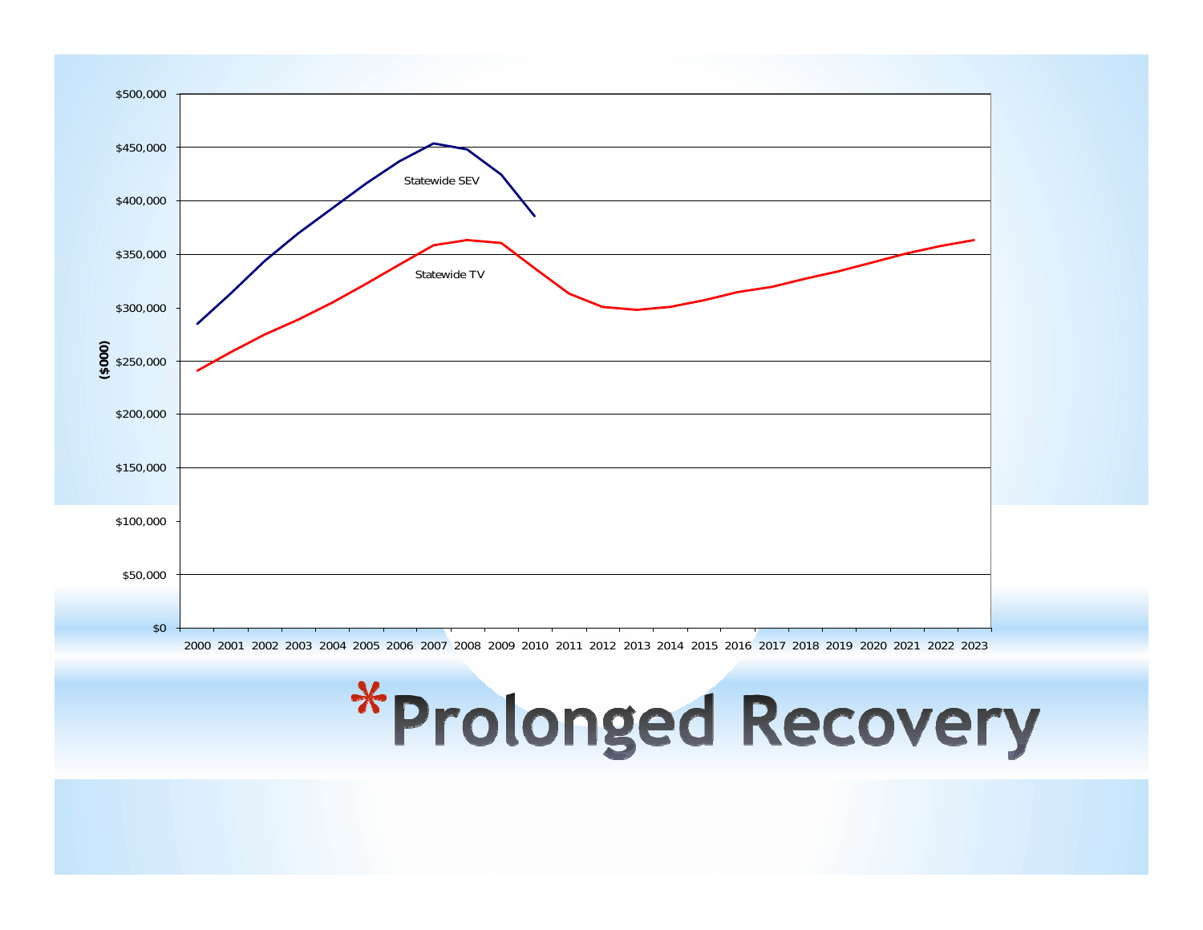$500,000
$450,000
$400,000
$350,000
$300,000
$250,000
$200,000
$150,000
$100,000
$50,000
$0

($000)

Statewide SEV

Statewide TV

2000 2001 2002 2003 2004 2005 2006 2007 2008 2009 2010 2011 2012 2013 2014 2015 2016 2017 2018 2019 2020 2021 2022 2023

# *Prolonged Recovery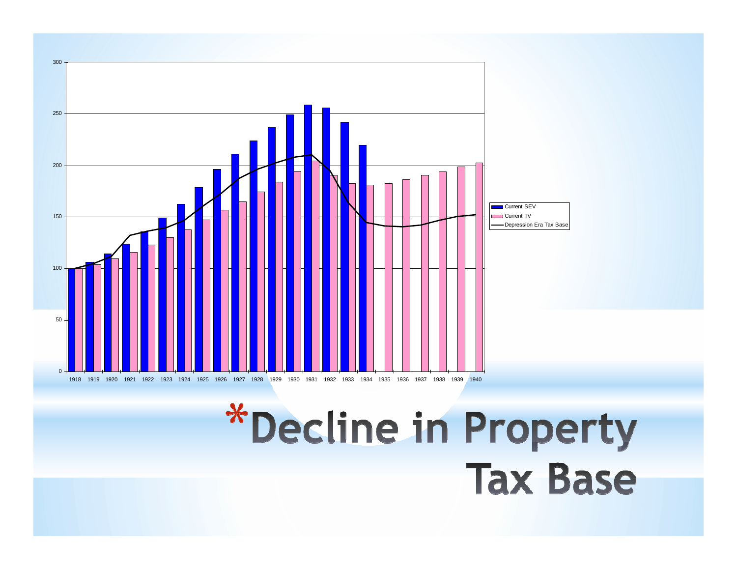300
250
200
150
100
50
0

1918 1919 1920 1921 1922 1923 1924 1925 1926 1927 1928 1929 1930 1931 1932 1933 1934 1935 1936 1937 1938 1939 1940

Current SEV
Current TV
Depression Era Tax Base

# *Decline in Property Tax Base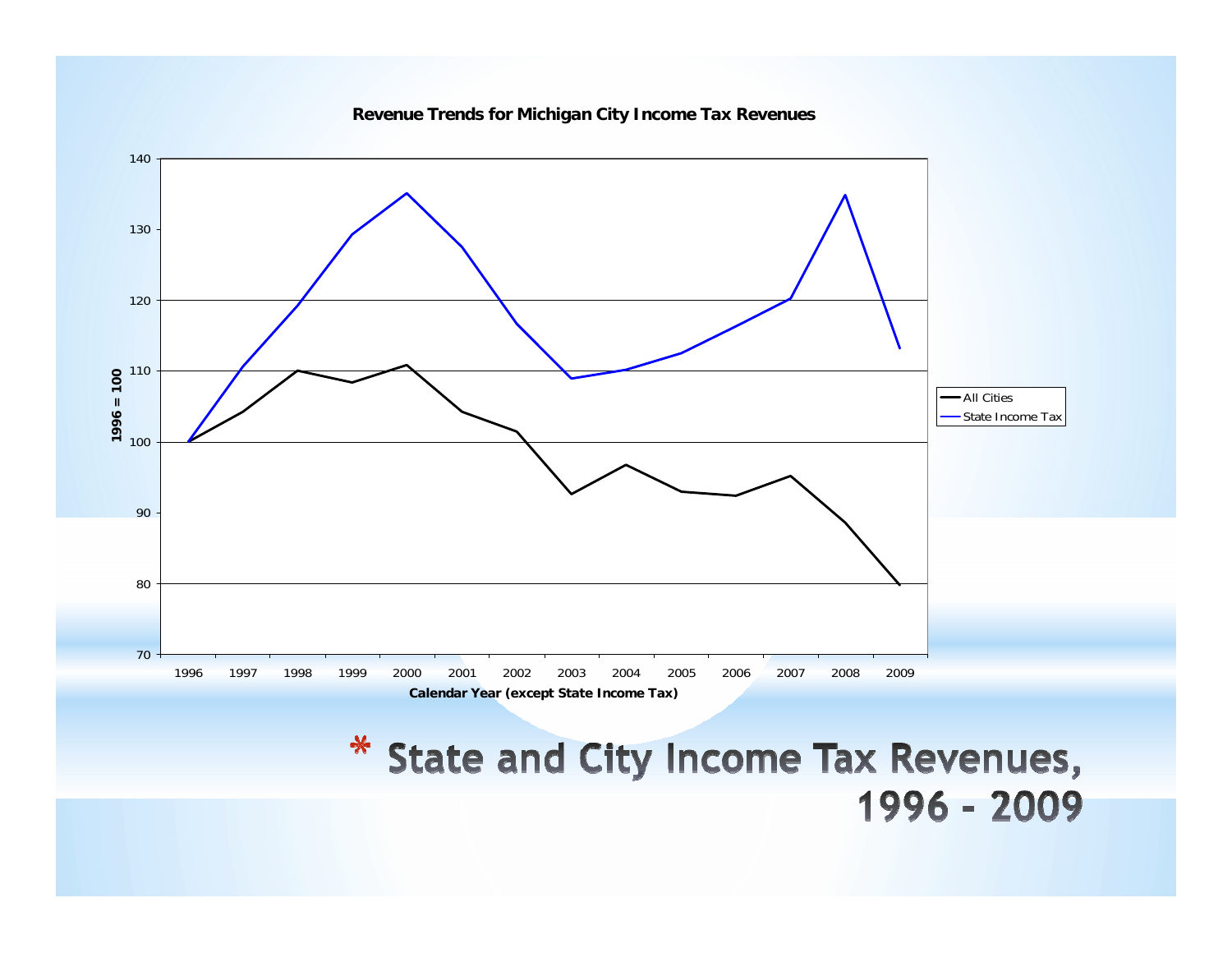Revenue Trends for Michigan City Income Tax Revenues

140
130
120
110
100
90
80
70

1996 = 100

1996 1997 1998 1999 2000 2001 2002 2003 2004 2005 2006 2007 2008 2009

Calendar Year (except State Income Tax)

All Cities
State Income Tax

# * State and City Income Tax Revenues, 1996 - 2009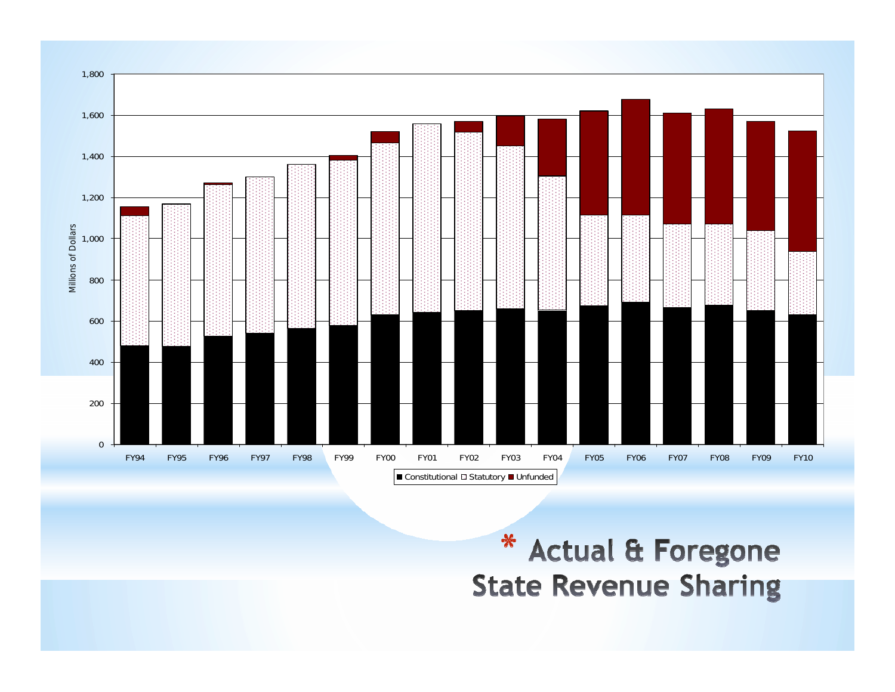1,800
1,600
1,400
1,200
1,000
800
600
400
200
0

Millions of Dollars

FY94 FY95 FY96 FY97 FY98 FY99 FY00 FY01 FY02 FY03 FY04 FY05 FY06 FY07 FY08 FY09 FY10

■ Constitutional □ Statutory ■ Unfunded

# * Actual & Foregone State Revenue Sharing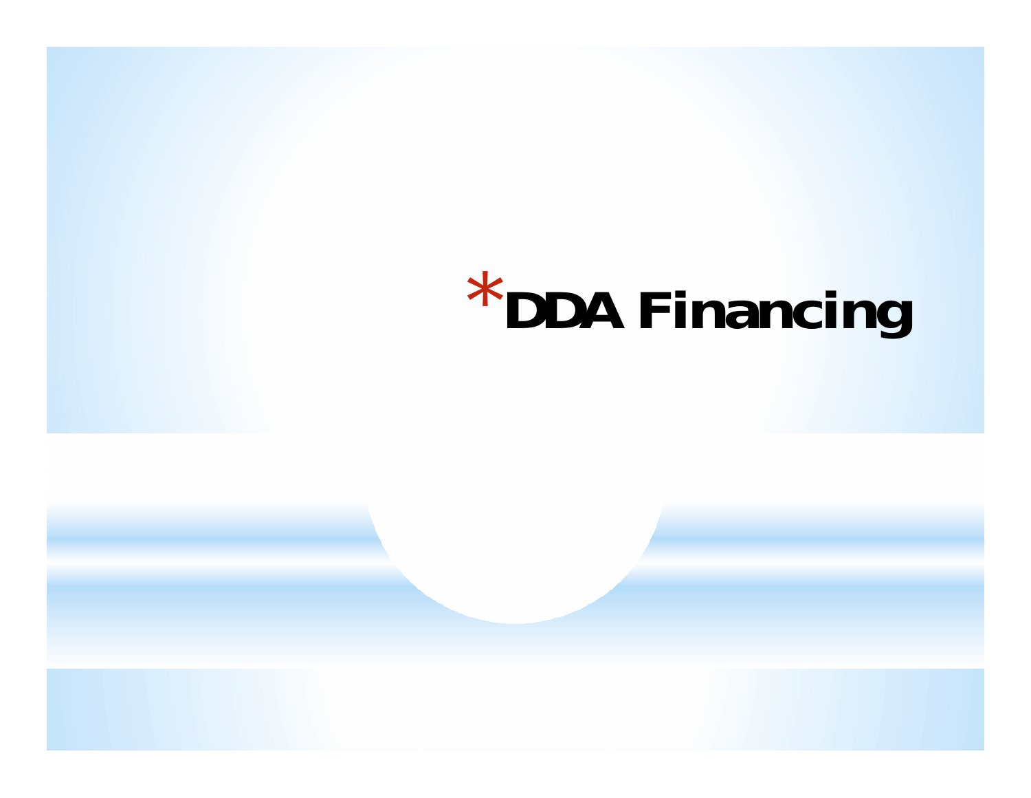# *DDA Financing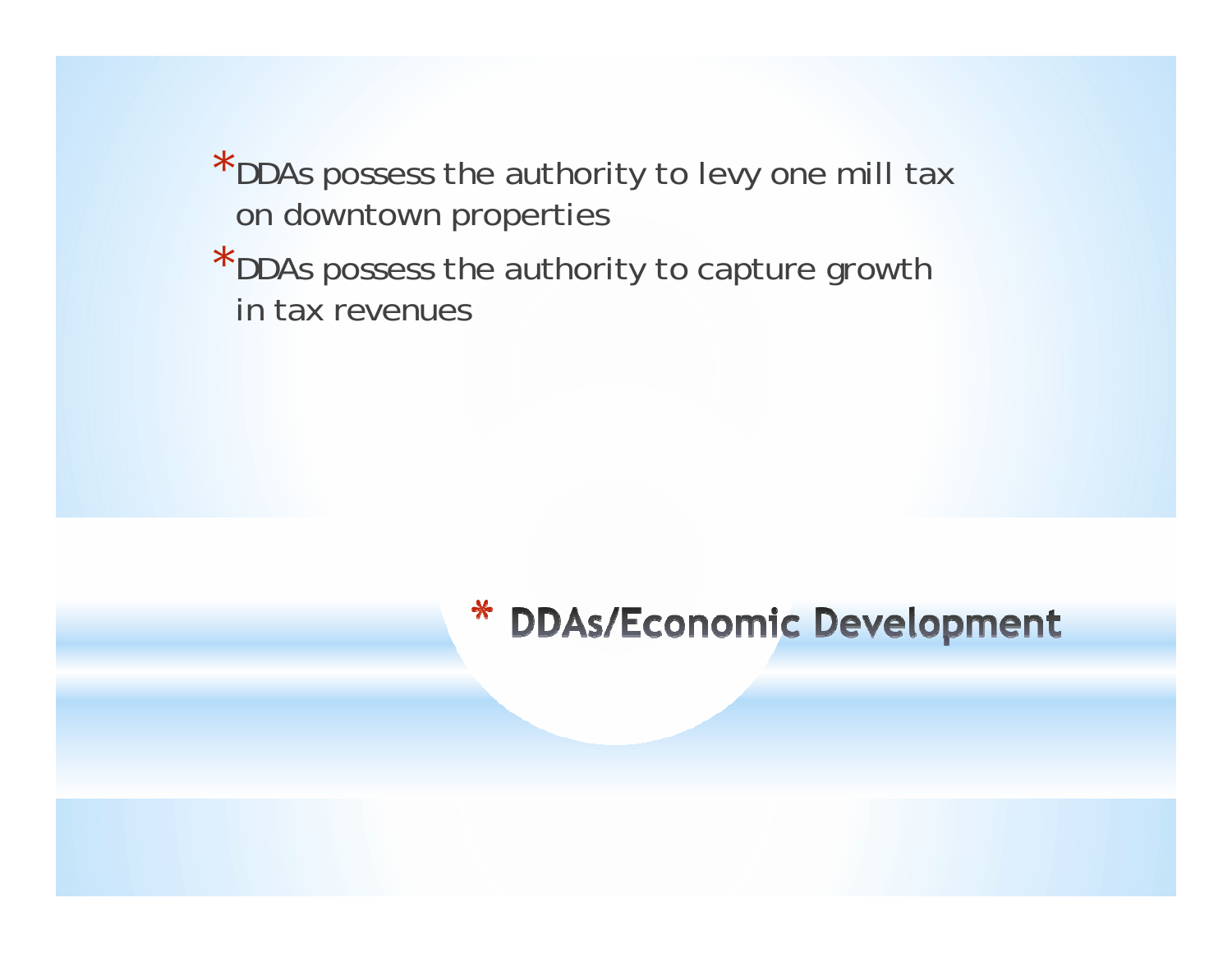- DDAs possess the authority to levy one mill tax on downtown properties
- DDAs possess the authority to capture growth in tax revenues

# DDAs/Economic Development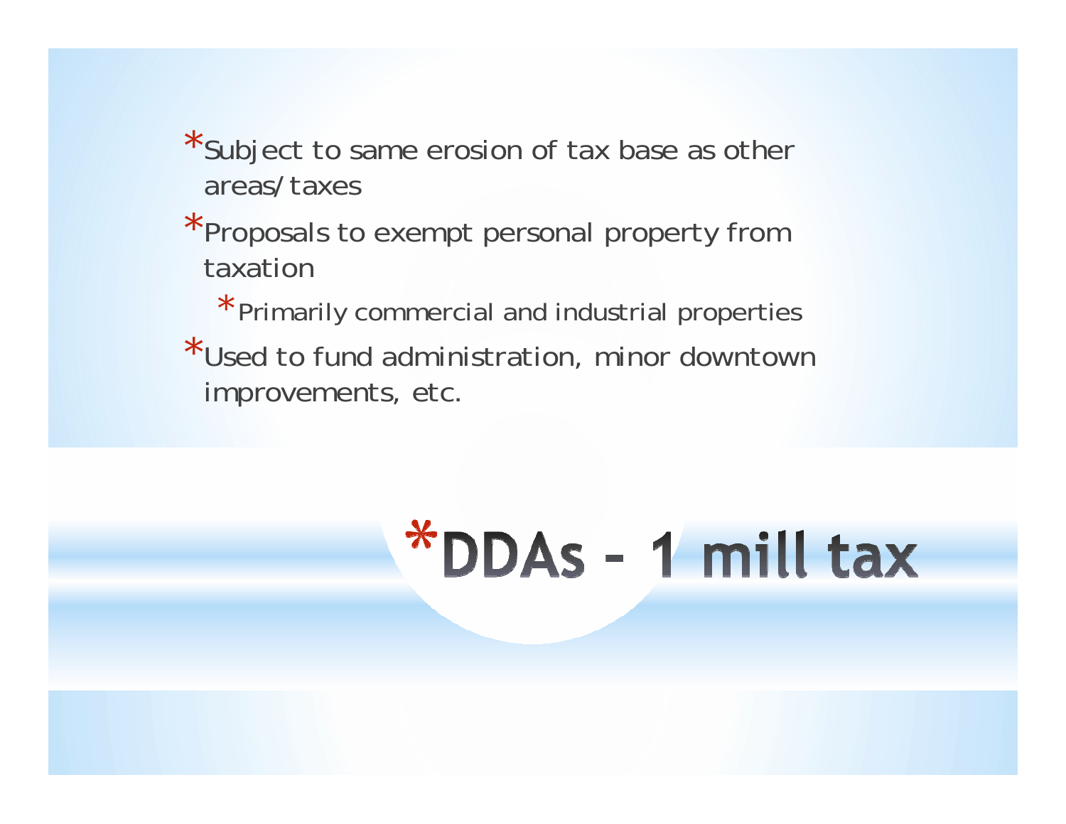- Subject to same erosion of tax base as other areas/taxes
- Proposals to exempt personal property from taxation
  - Primarily commercial and industrial properties
- Used to fund administration, minor downtown improvements, etc.

# DDAs - 1 mill tax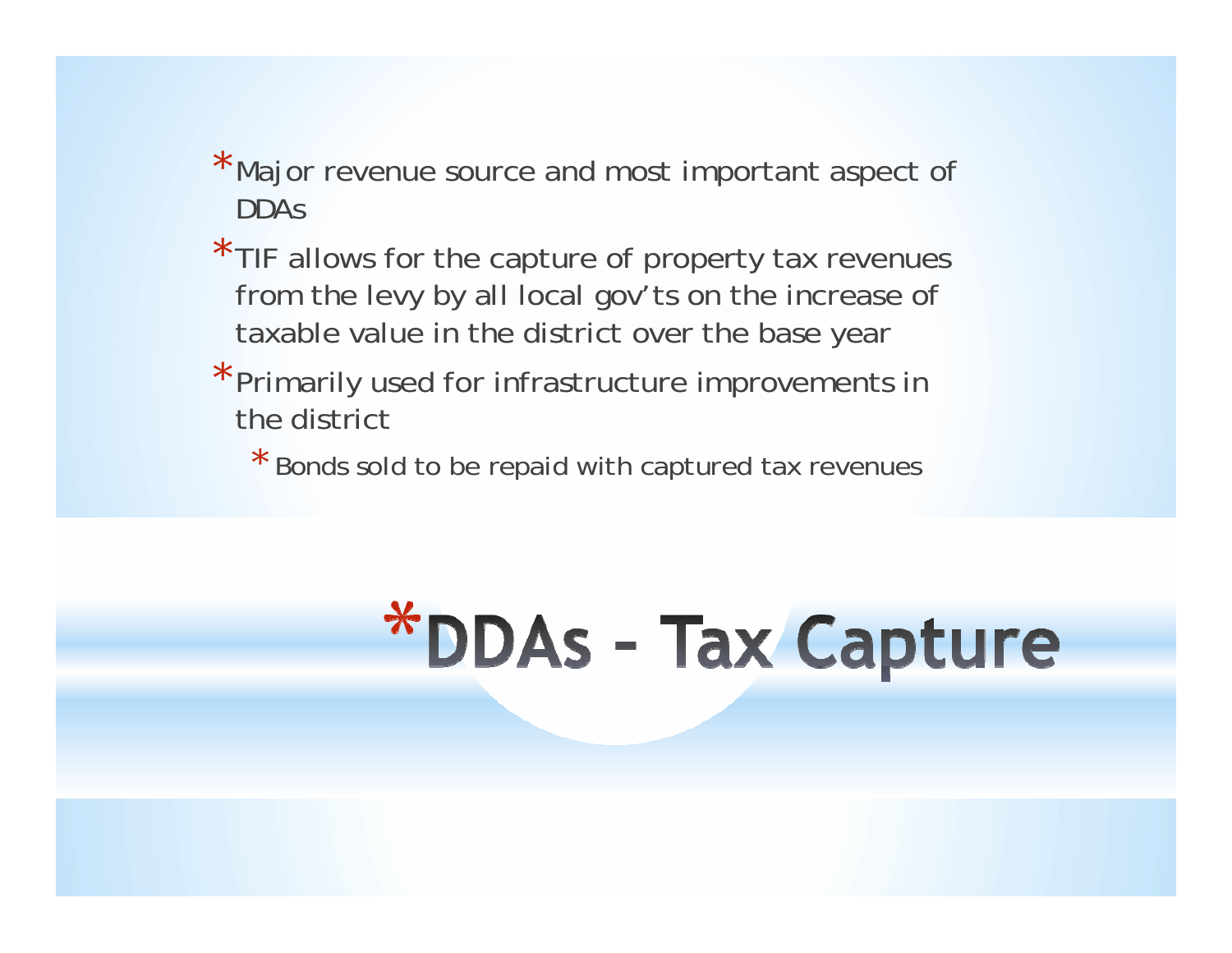# *DDAs - Tax Capture

- Major revenue source and most important aspect of DDAs
- TIF allows for the capture of property tax revenues from the levy by all local gov'ts on the increase of taxable value in the district over the base year
- Primarily used for infrastructure improvements in the district
  - Bonds sold to be repaid with captured tax revenues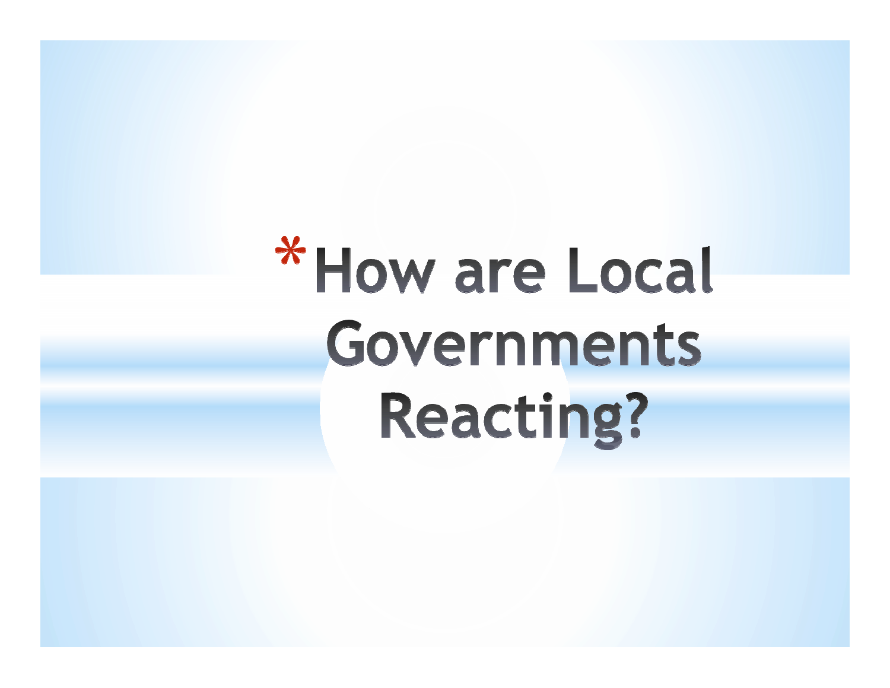# *How are Local Governments Reacting?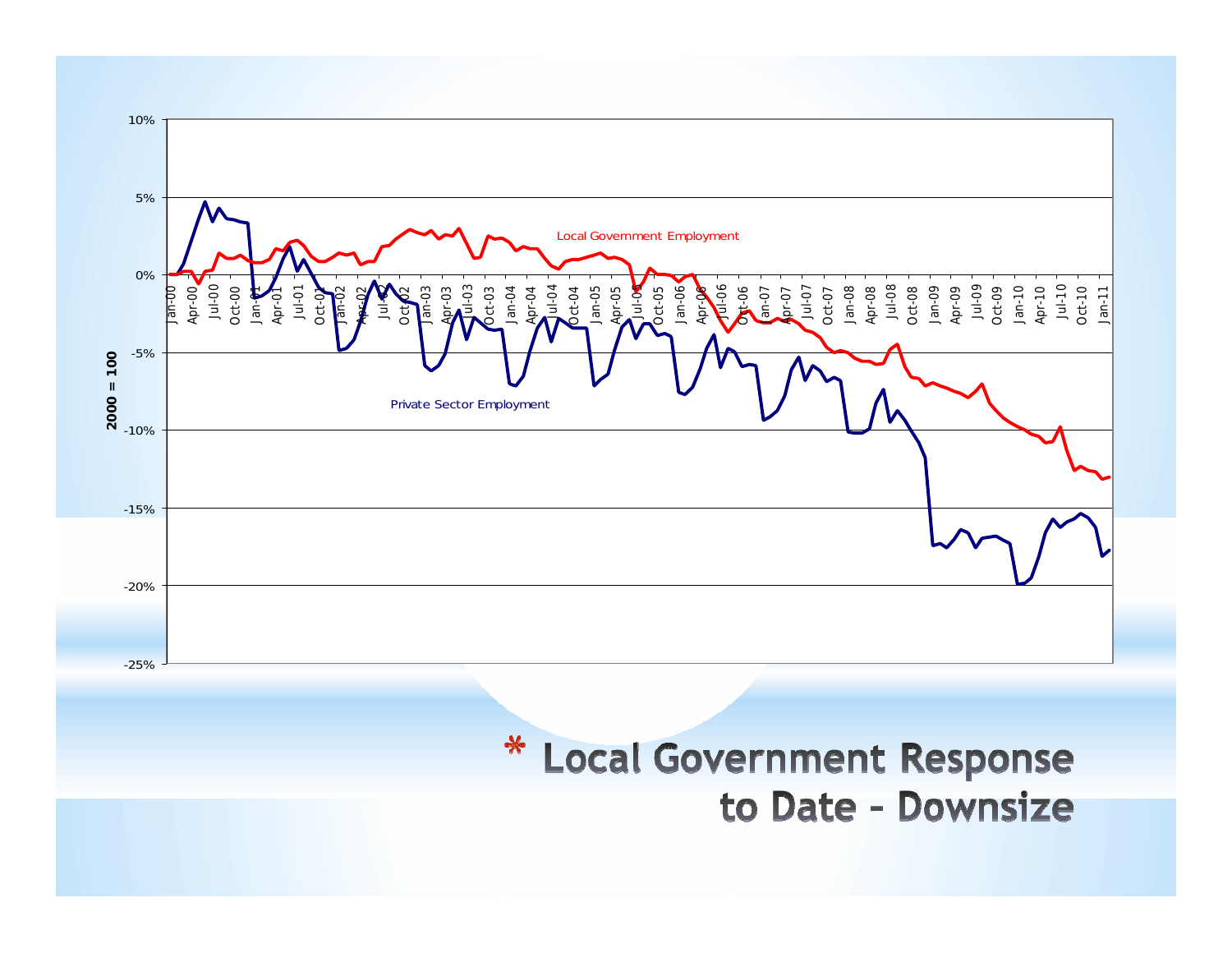# * Local Government Response to Date - Downsize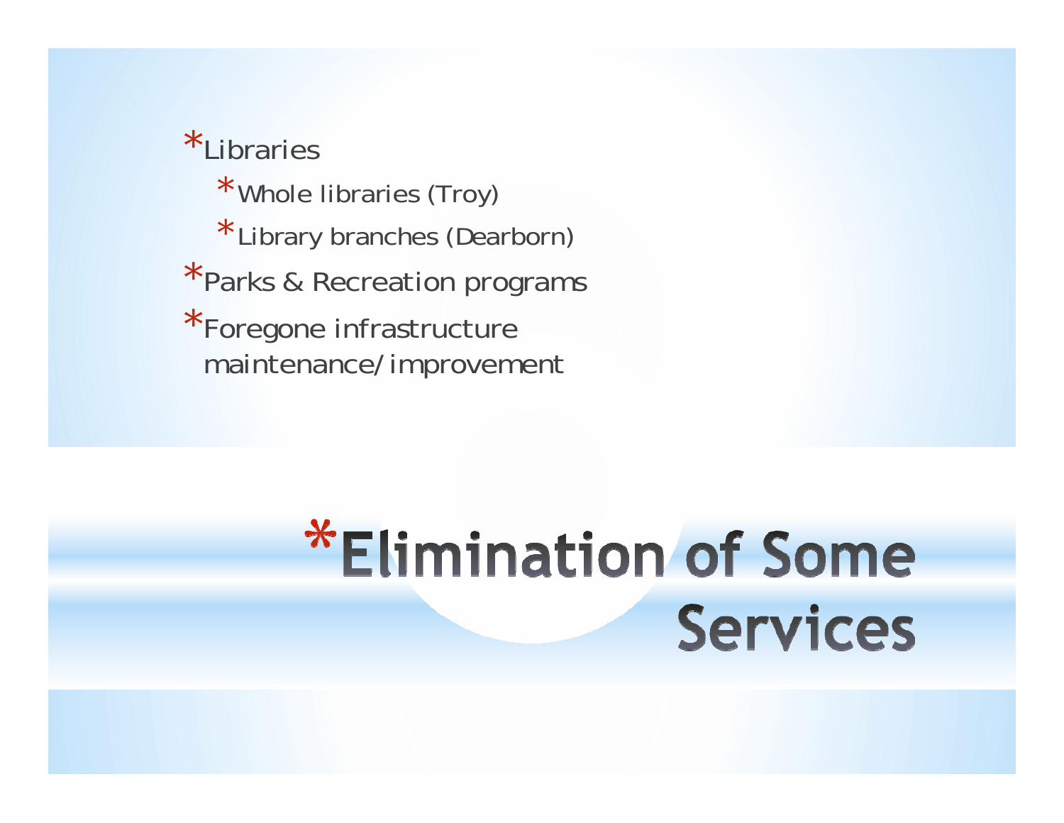# Elimination of Some Services

- Libraries
  - Whole libraries (Troy)
  - Library branches (Dearborn)
- Parks & Recreation programs
- Foregone infrastructure maintenance/improvement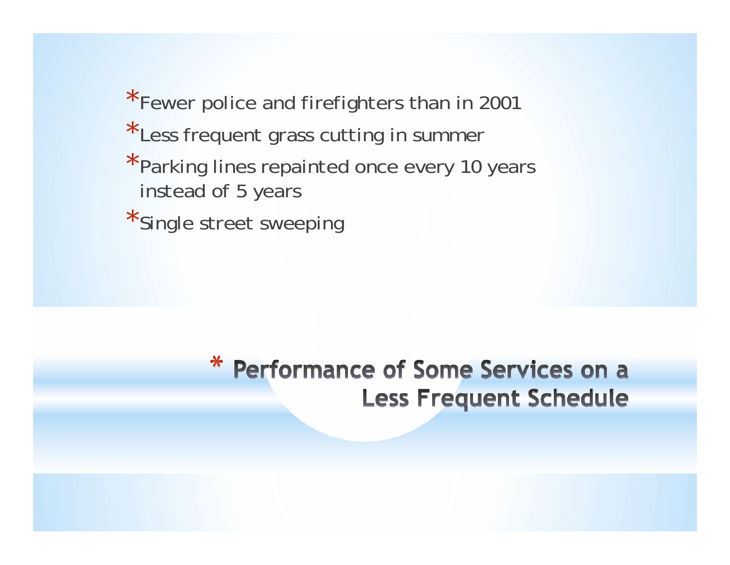- Fewer police and firefighters than in 2001
- Less frequent grass cutting in summer
- Parking lines repainted once every 10 years instead of 5 years
- Single street sweeping

## Performance of Some Services on a Less Frequent Schedule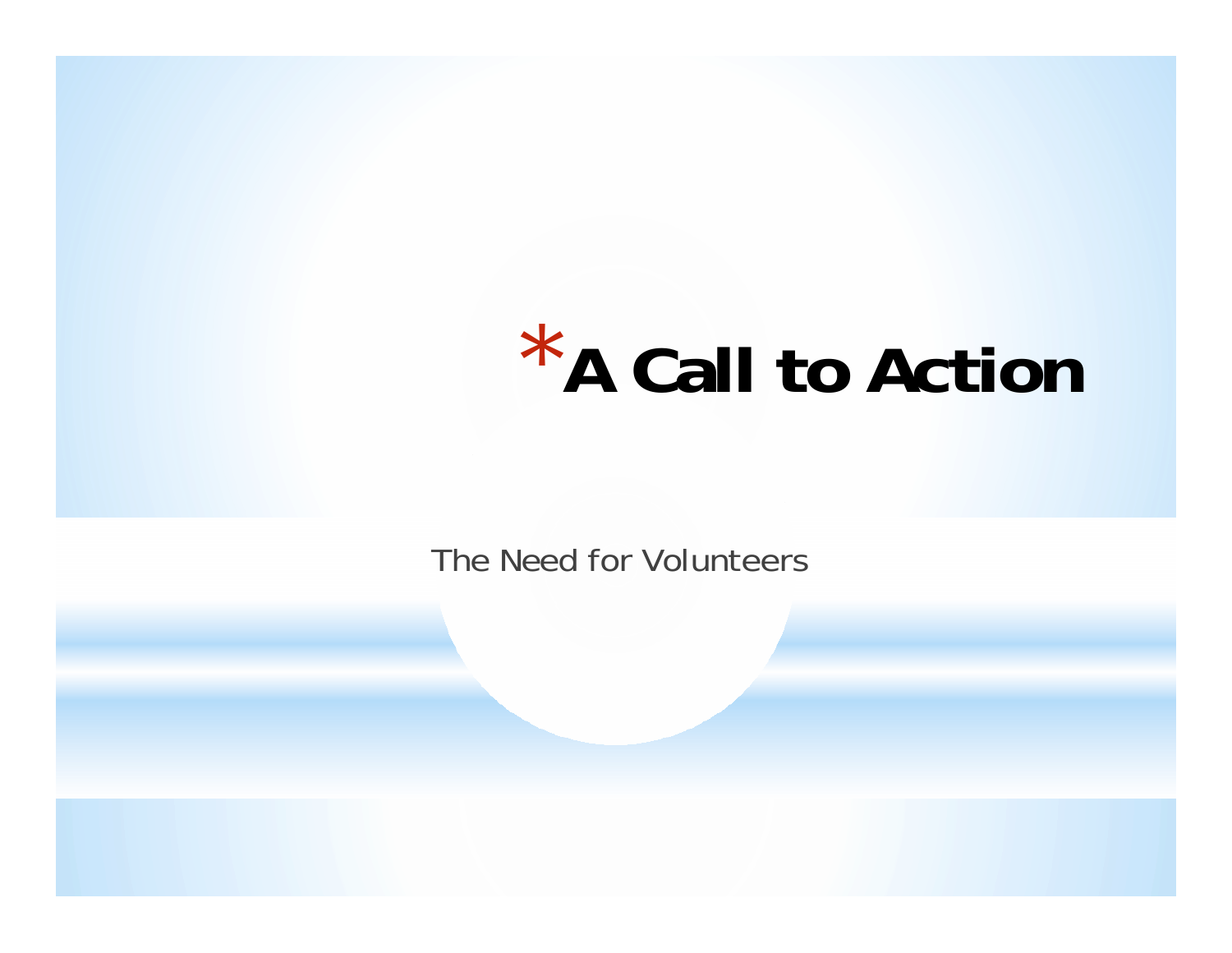# *A Call to Action

The Need for Volunteers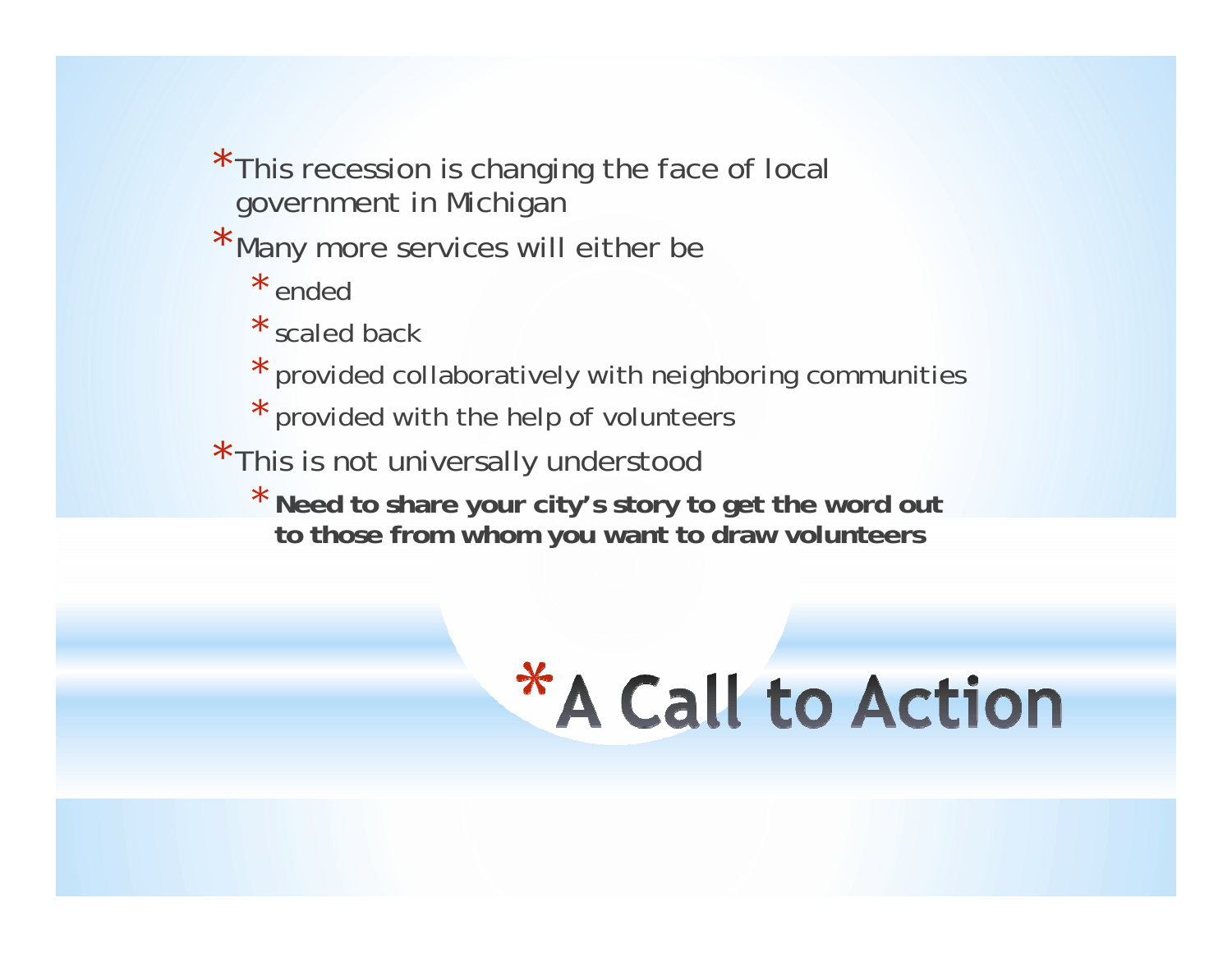- This recession is changing the face of local government in Michigan
- Many more services will either be
  - ended
  - scaled back
  - provided collaboratively with neighboring communities
  - provided with the help of volunteers
- This is not universally understood
  - **Need to share your city's story to get the word out to those from whom you want to draw volunteers**

# A Call to Action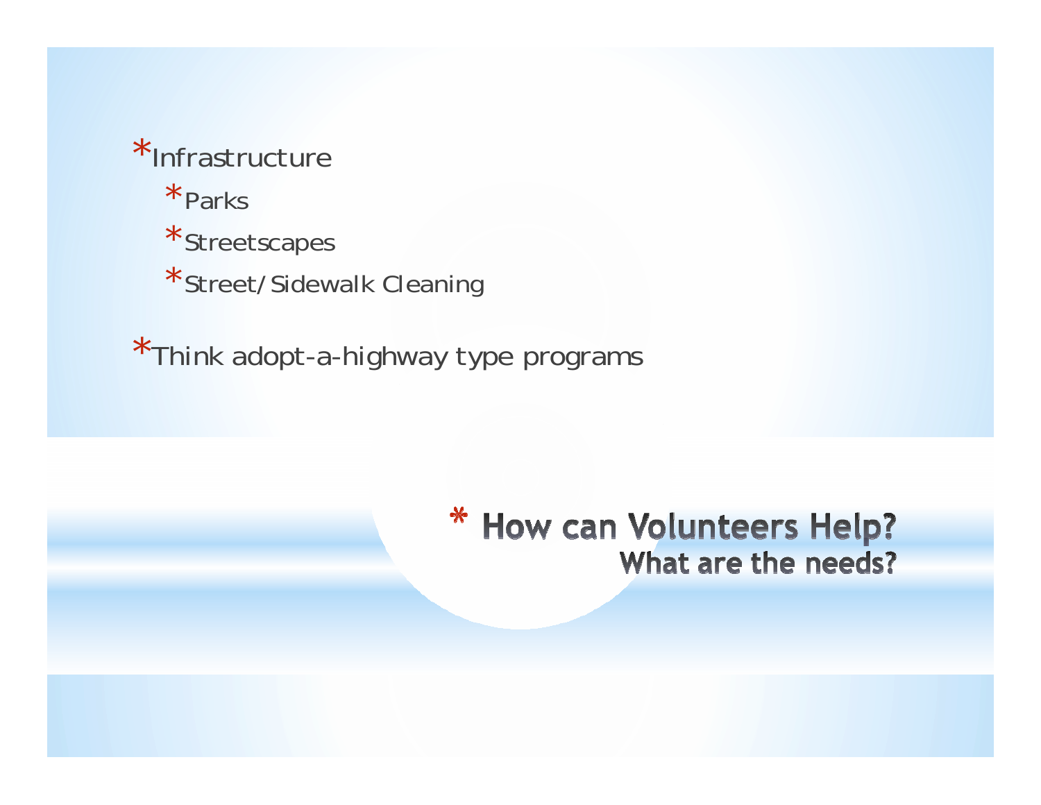- Infrastructure
  - Parks
  - Streetscapes
  - Street/Sidewalk Cleaning
- Think adopt-a-highway type programs

## How can Volunteers Help?

### What are the needs?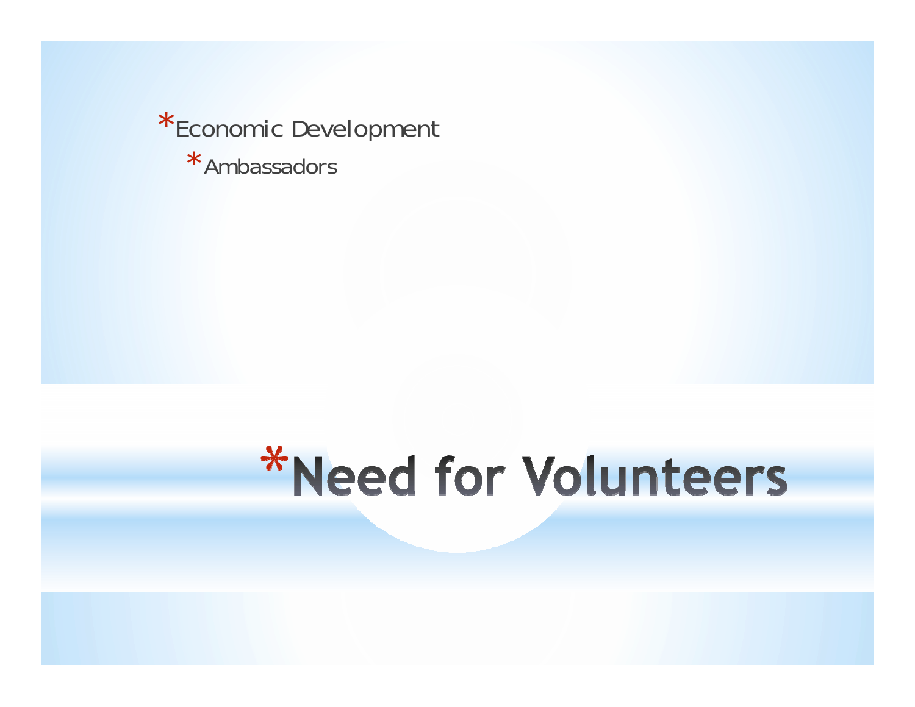# *Need for Volunteers

- *Economic Development
  - *Ambassadors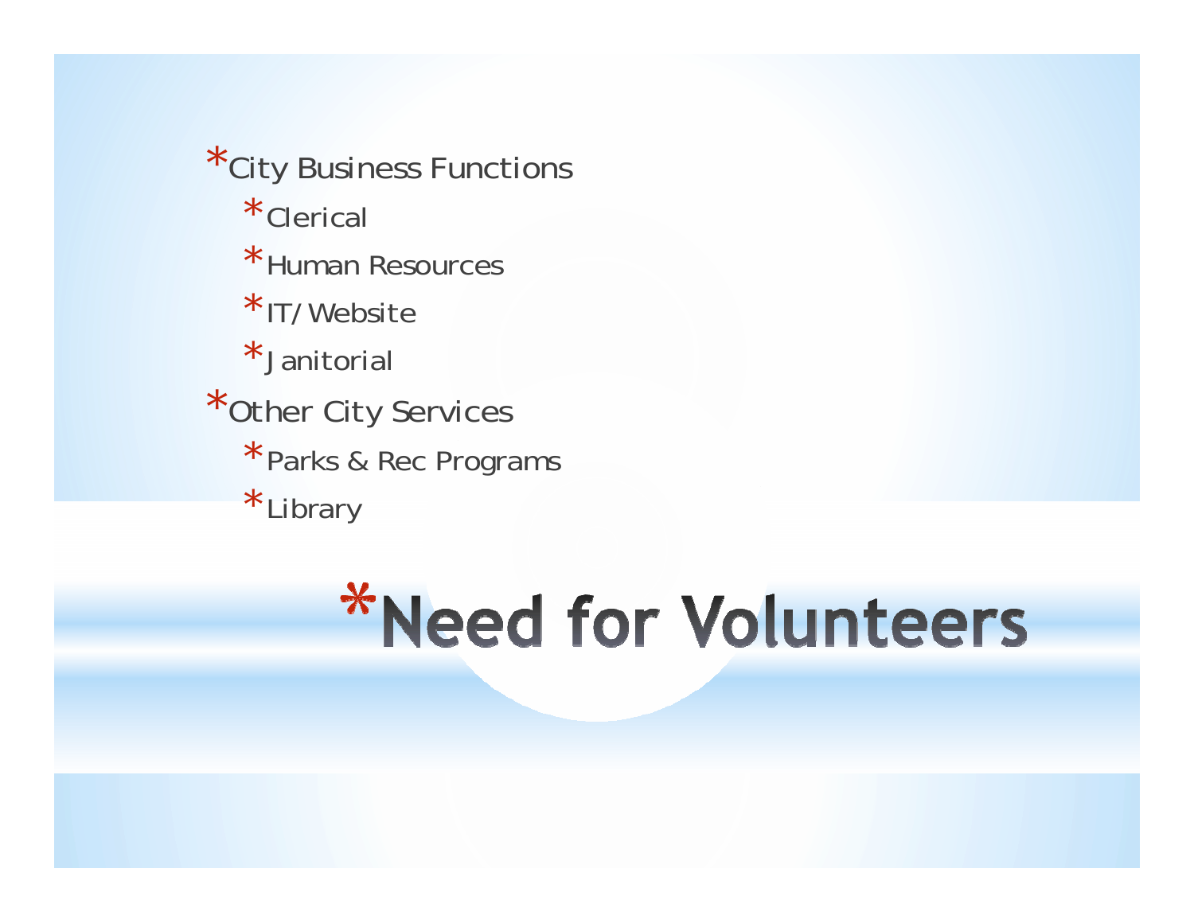- City Business Functions
  - Clerical
  - Human Resources
  - IT/Website
  - Janitorial
- Other City Services
  - Parks & Rec Programs
  - Library

# Need for Volunteers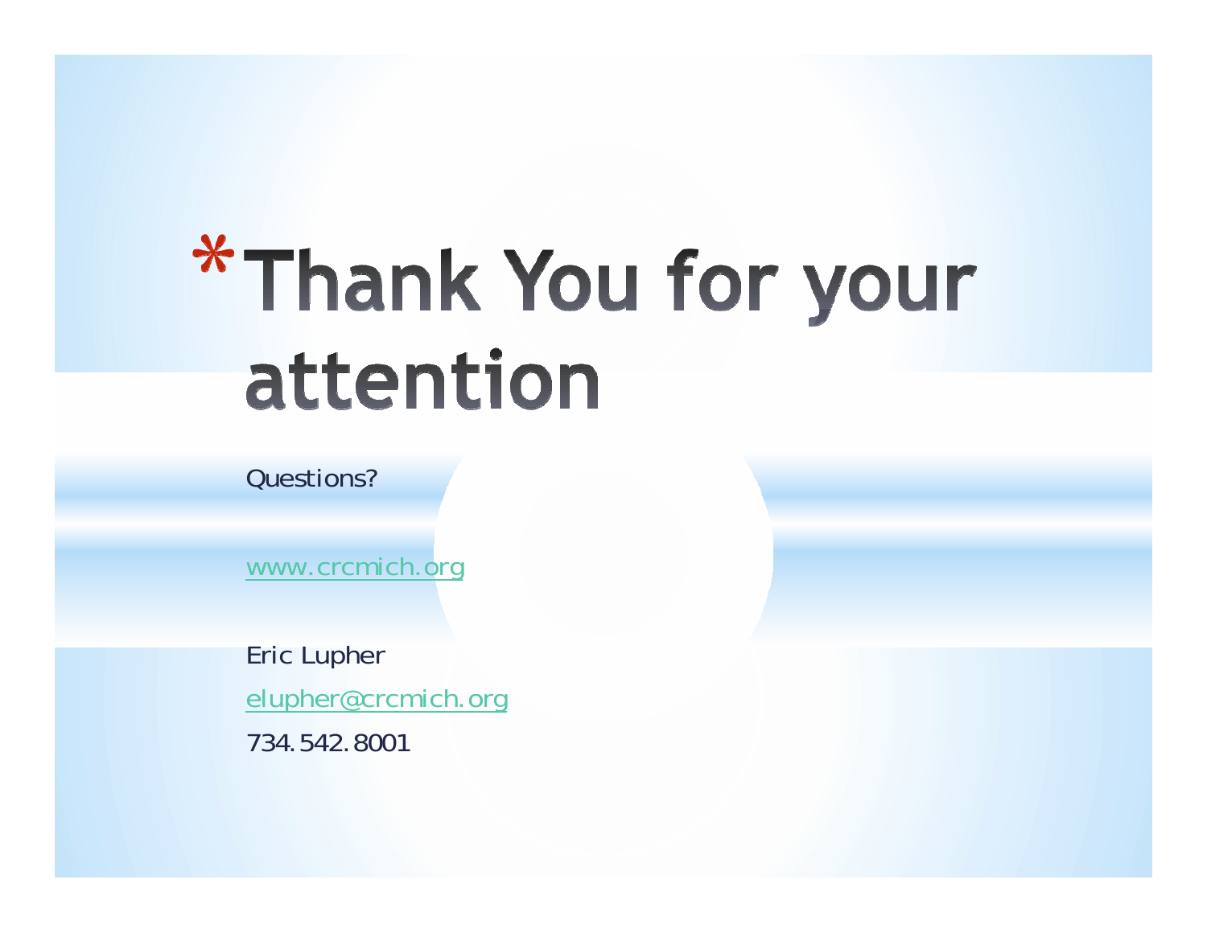# *Thank You for your attention

Questions?

www.crcmich.org

Eric Lupher

elupher@crcmich.org

734.542.8001